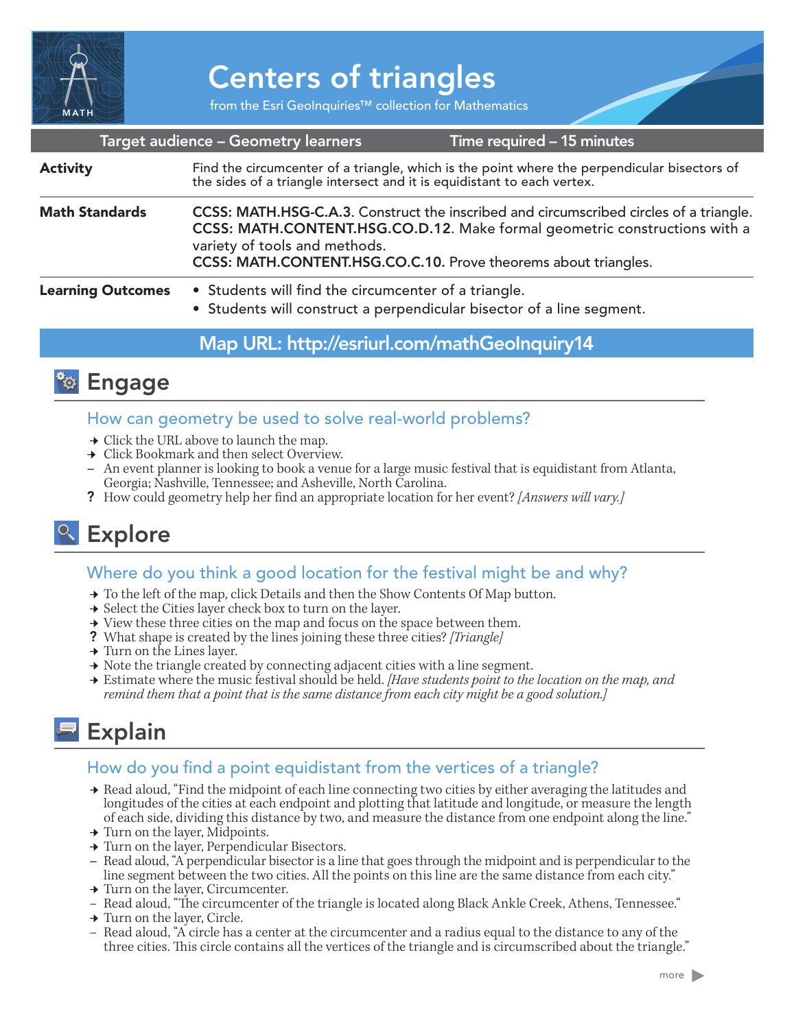# Centers of triangles

from the Esri GeoInquiries™ collection for Mathematics

| Target audience – Geometry learners | Time required – 15 minutes |
| --- | --- |

| | |
| --- | --- |
| **Activity** | Find the circumcenter of a triangle, which is the point where the perpendicular bisectors of the sides of a triangle intersect and it is equidistant to each vertex. |
| **Math Standards** | **CCSS: MATH.HSG-C.A.3**. Construct the inscribed and circumscribed circles of a triangle. **CCSS: MATH.CONTENT.HSG.CO.D.12**. Make formal geometric constructions with a variety of tools and methods. **CCSS: MATH.CONTENT.HSG.CO.C.10.** Prove theorems about triangles. |
| **Learning Outcomes** | • Students will find the circumcenter of a triangle. • Students will construct a perpendicular bisector of a line segment. |

**Map URL: http://esriurl.com/mathGeoInquiry14**

## Engage

### How can geometry be used to solve real-world problems?

→ Click the URL above to launch the map.
→ Click Bookmark and then select Overview.
– An event planner is looking to book a venue for a large music festival that is equidistant from Atlanta, Georgia; Nashville, Tennessee; and Asheville, North Carolina.
**?** How could geometry help her find an appropriate location for her event? *[Answers will vary.]*

## Explore

### Where do you think a good location for the festival might be and why?

→ To the left of the map, click Details and then the Show Contents Of Map button.
→ Select the Cities layer check box to turn on the layer.
→ View these three cities on the map and focus on the space between them.
**?** What shape is created by the lines joining these three cities? *[Triangle]*
→ Turn on the Lines layer.
→ Note the triangle created by connecting adjacent cities with a line segment.
→ Estimate where the music festival should be held. *[Have students point to the location on the map, and remind them that a point that is the same distance from each city might be a good solution.]*

## Explain

### How do you find a point equidistant from the vertices of a triangle?

→ Read aloud, "Find the midpoint of each line connecting two cities by either averaging the latitudes and longitudes of the cities at each endpoint and plotting that latitude and longitude, or measure the length of each side, dividing this distance by two, and measure the distance from one endpoint along the line."
→ Turn on the layer, Midpoints.
→ Turn on the layer, Perpendicular Bisectors.
– Read aloud, "A perpendicular bisector is a line that goes through the midpoint and is perpendicular to the line segment between the two cities. All the points on this line are the same distance from each city."
→ Turn on the layer, Circumcenter.
– Read aloud, "The circumcenter of the triangle is located along Black Ankle Creek, Athens, Tennessee."
→ Turn on the layer, Circle.
– Read aloud, "A circle has a center at the circumcenter and a radius equal to the distance to any of the three cities. This circle contains all the vertices of the triangle and is circumscribed about the triangle."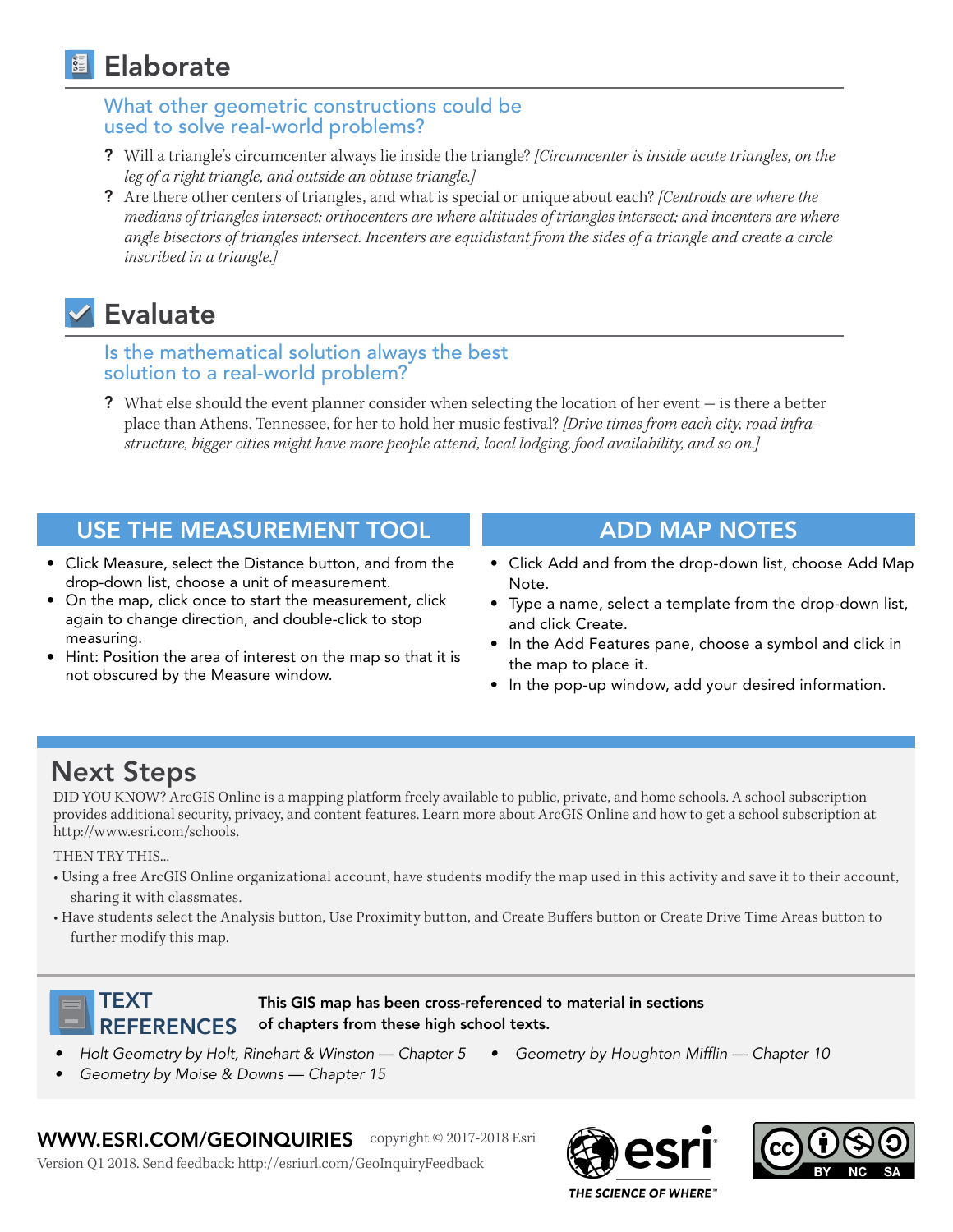## Elaborate

### What other geometric constructions could be used to solve real-world problems?

- ? Will a triangle's circumcenter always lie inside the triangle? *[Circumcenter is inside acute triangles, on the leg of a right triangle, and outside an obtuse triangle.]*
- ? Are there other centers of triangles, and what is special or unique about each? *[Centroids are where the medians of triangles intersect; orthocenters are where altitudes of triangles intersect; and incenters are where angle bisectors of triangles intersect. Incenters are equidistant from the sides of a triangle and create a circle inscribed in a triangle.]*

## Evaluate

### Is the mathematical solution always the best solution to a real-world problem?

- ? What else should the event planner consider when selecting the location of her event — is there a better place than Athens, Tennessee, for her to hold her music festival? *[Drive times from each city, road infrastructure, bigger cities might have more people attend, local lodging, food availability, and so on.]*

### USE THE MEASUREMENT TOOL

- Click Measure, select the Distance button, and from the drop-down list, choose a unit of measurement.
- On the map, click once to start the measurement, click again to change direction, and double-click to stop measuring.
- Hint: Position the area of interest on the map so that it is not obscured by the Measure window.

### ADD MAP NOTES

- Click Add and from the drop-down list, choose Add Map Note.
- Type a name, select a template from the drop-down list, and click Create.
- In the Add Features pane, choose a symbol and click in the map to place it.
- In the pop-up window, add your desired information.

## Next Steps

DID YOU KNOW? ArcGIS Online is a mapping platform freely available to public, private, and home schools. A school subscription provides additional security, privacy, and content features. Learn more about ArcGIS Online and how to get a school subscription at http://www.esri.com/schools.

THEN TRY THIS...

- Using a free ArcGIS Online organizational account, have students modify the map used in this activity and save it to their account, sharing it with classmates.
- Have students select the Analysis button, Use Proximity button, and Create Buffers button or Create Drive Time Areas button to further modify this map.

### TEXT REFERENCES

**This GIS map has been cross-referenced to material in sections of chapters from these high school texts.**

- *Holt Geometry by Holt, Rinehart & Winston — Chapter 5*
- *Geometry by Moise & Downs — Chapter 15*
- *Geometry by Houghton Mifflin — Chapter 10*

**WWW.ESRI.COM/GEOINQUIRIES** copyright © 2017-2018 Esri

Version Q1 2018. Send feedback: http://esriurl.com/GeoInquiryFeedback

esri THE SCIENCE OF WHERE™

CC BY NC SA